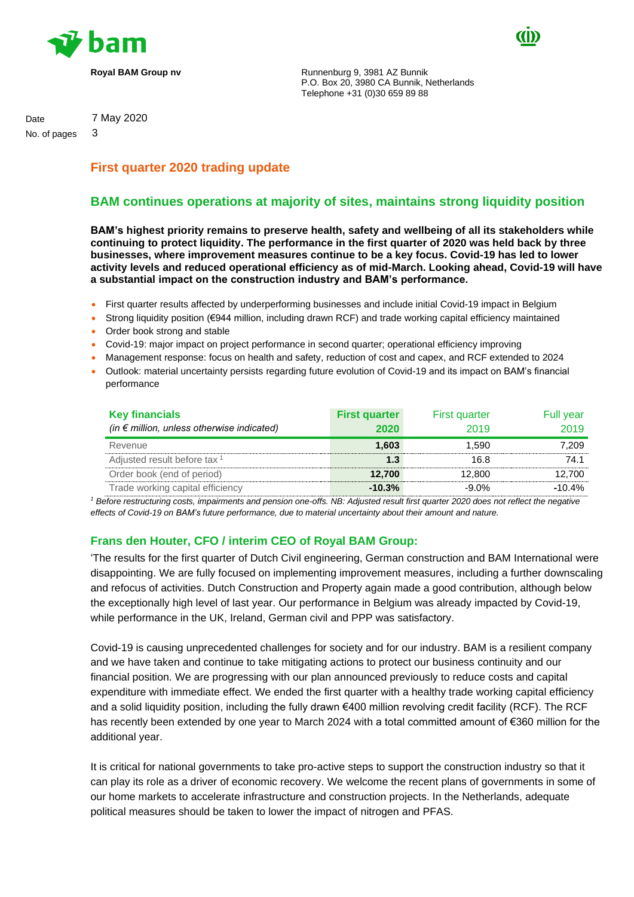**Royal BAM Group nv**

Runnenburg 9, 3981 AZ Bunnik
P.O. Box 20, 3980 CA Bunnik, Netherlands
Telephone +31 (0)30 659 89 88

Date 7 May 2020
No. of pages 3

# First quarter 2020 trading update

## BAM continues operations at majority of sites, maintains strong liquidity position

**BAM's highest priority remains to preserve health, safety and wellbeing of all its stakeholders while continuing to protect liquidity. The performance in the first quarter of 2020 was held back by three businesses, where improvement measures continue to be a key focus. Covid-19 has led to lower activity levels and reduced operational efficiency as of mid-March. Looking ahead, Covid-19 will have a substantial impact on the construction industry and BAM's performance.**

- First quarter results affected by underperforming businesses and include initial Covid-19 impact in Belgium
- Strong liquidity position (€944 million, including drawn RCF) and trade working capital efficiency maintained
- Order book strong and stable
- Covid-19: major impact on project performance in second quarter; operational efficiency improving
- Management response: focus on health and safety, reduction of cost and capex, and RCF extended to 2024
- Outlook: material uncertainty persists regarding future evolution of Covid-19 and its impact on BAM's financial performance

| **Key financials** *(in € million, unless otherwise indicated)* | **First quarter 2020** | First quarter 2019 | Full year 2019 |
|---|---|---|---|
| Revenue | **1,603** | 1,590 | 7,209 |
| Adjusted result before tax [1] | **1.3** | 16.8 | 74.1 |
| Order book (end of period) | **12,700** | 12,800 | 12,700 |
| Trade working capital efficiency | **-10.3%** | -9.0% | -10.4% |

*[1] Before restructuring costs, impairments and pension one-offs. NB: Adjusted result first quarter 2020 does not reflect the negative effects of Covid-19 on BAM's future performance, due to material uncertainty about their amount and nature.*

## Frans den Houter, CFO / interim CEO of Royal BAM Group:

'The results for the first quarter of Dutch Civil engineering, German construction and BAM International were disappointing. We are fully focused on implementing improvement measures, including a further downscaling and refocus of activities. Dutch Construction and Property again made a good contribution, although below the exceptionally high level of last year. Our performance in Belgium was already impacted by Covid-19, while performance in the UK, Ireland, German civil and PPP was satisfactory.

Covid-19 is causing unprecedented challenges for society and for our industry. BAM is a resilient company and we have taken and continue to take mitigating actions to protect our business continuity and our financial position. We are progressing with our plan announced previously to reduce costs and capital expenditure with immediate effect. We ended the first quarter with a healthy trade working capital efficiency and a solid liquidity position, including the fully drawn €400 million revolving credit facility (RCF). The RCF has recently been extended by one year to March 2024 with a total committed amount of €360 million for the additional year.

It is critical for national governments to take pro-active steps to support the construction industry so that it can play its role as a driver of economic recovery. We welcome the recent plans of governments in some of our home markets to accelerate infrastructure and construction projects. In the Netherlands, adequate political measures should be taken to lower the impact of nitrogen and PFAS.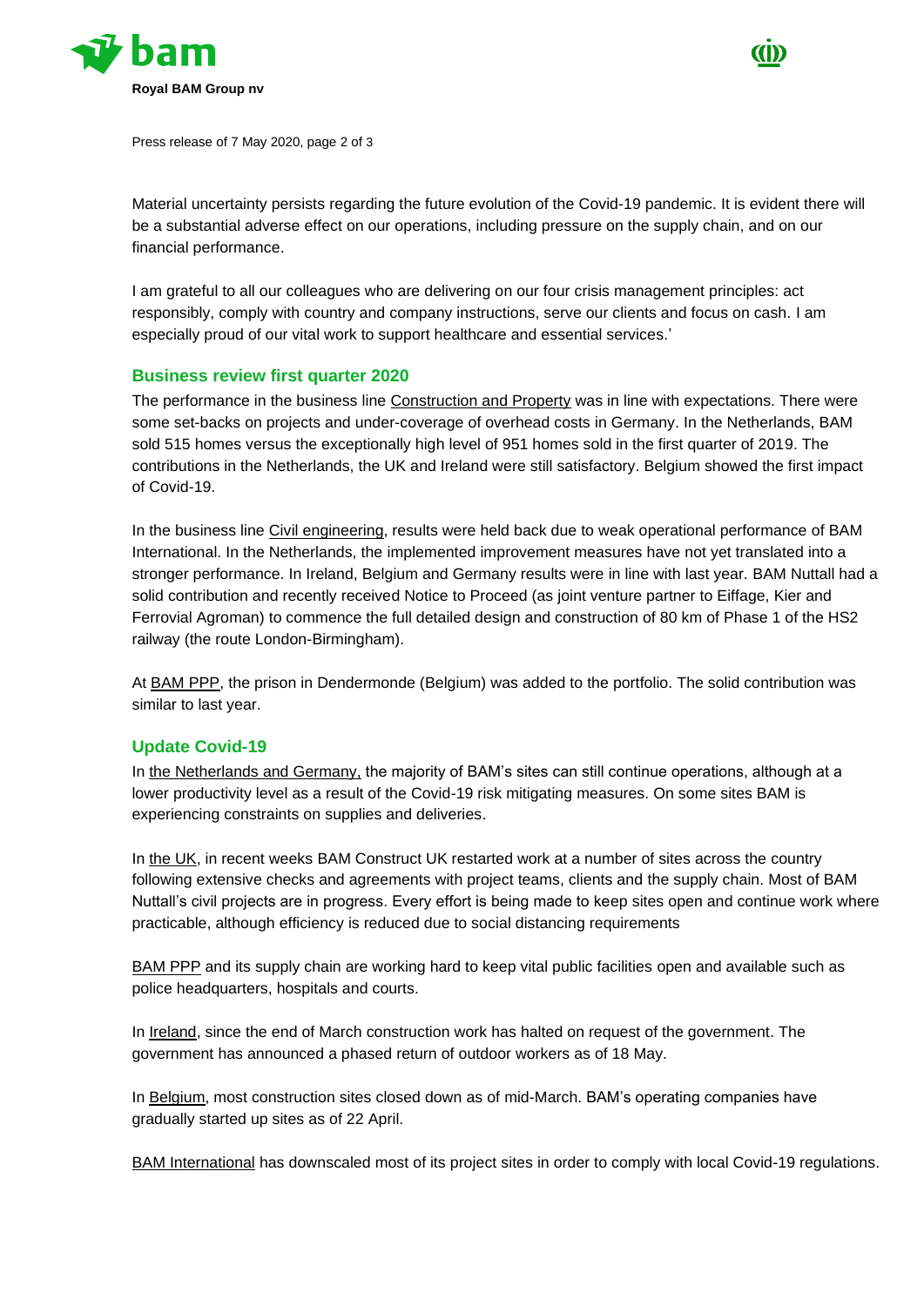Material uncertainty persists regarding the future evolution of the Covid-19 pandemic. It is evident there will be a substantial adverse effect on our operations, including pressure on the supply chain, and on our financial performance.

I am grateful to all our colleagues who are delivering on our four crisis management principles: act responsibly, comply with country and company instructions, serve our clients and focus on cash. I am especially proud of our vital work to support healthcare and essential services.'

## Business review first quarter 2020

The performance in the business line Construction and Property was in line with expectations. There were some set-backs on projects and under-coverage of overhead costs in Germany. In the Netherlands, BAM sold 515 homes versus the exceptionally high level of 951 homes sold in the first quarter of 2019. The contributions in the Netherlands, the UK and Ireland were still satisfactory. Belgium showed the first impact of Covid-19.

In the business line Civil engineering, results were held back due to weak operational performance of BAM International. In the Netherlands, the implemented improvement measures have not yet translated into a stronger performance. In Ireland, Belgium and Germany results were in line with last year. BAM Nuttall had a solid contribution and recently received Notice to Proceed (as joint venture partner to Eiffage, Kier and Ferrovial Agroman) to commence the full detailed design and construction of 80 km of Phase 1 of the HS2 railway (the route London-Birmingham).

At BAM PPP, the prison in Dendermonde (Belgium) was added to the portfolio. The solid contribution was similar to last year.

## Update Covid-19

In the Netherlands and Germany, the majority of BAM's sites can still continue operations, although at a lower productivity level as a result of the Covid-19 risk mitigating measures. On some sites BAM is experiencing constraints on supplies and deliveries.

In the UK, in recent weeks BAM Construct UK restarted work at a number of sites across the country following extensive checks and agreements with project teams, clients and the supply chain. Most of BAM Nuttall's civil projects are in progress. Every effort is being made to keep sites open and continue work where practicable, although efficiency is reduced due to social distancing requirements

BAM PPP and its supply chain are working hard to keep vital public facilities open and available such as police headquarters, hospitals and courts.

In Ireland, since the end of March construction work has halted on request of the government. The government has announced a phased return of outdoor workers as of 18 May.

In Belgium, most construction sites closed down as of mid-March. BAM's operating companies have gradually started up sites as of 22 April.

BAM International has downscaled most of its project sites in order to comply with local Covid-19 regulations.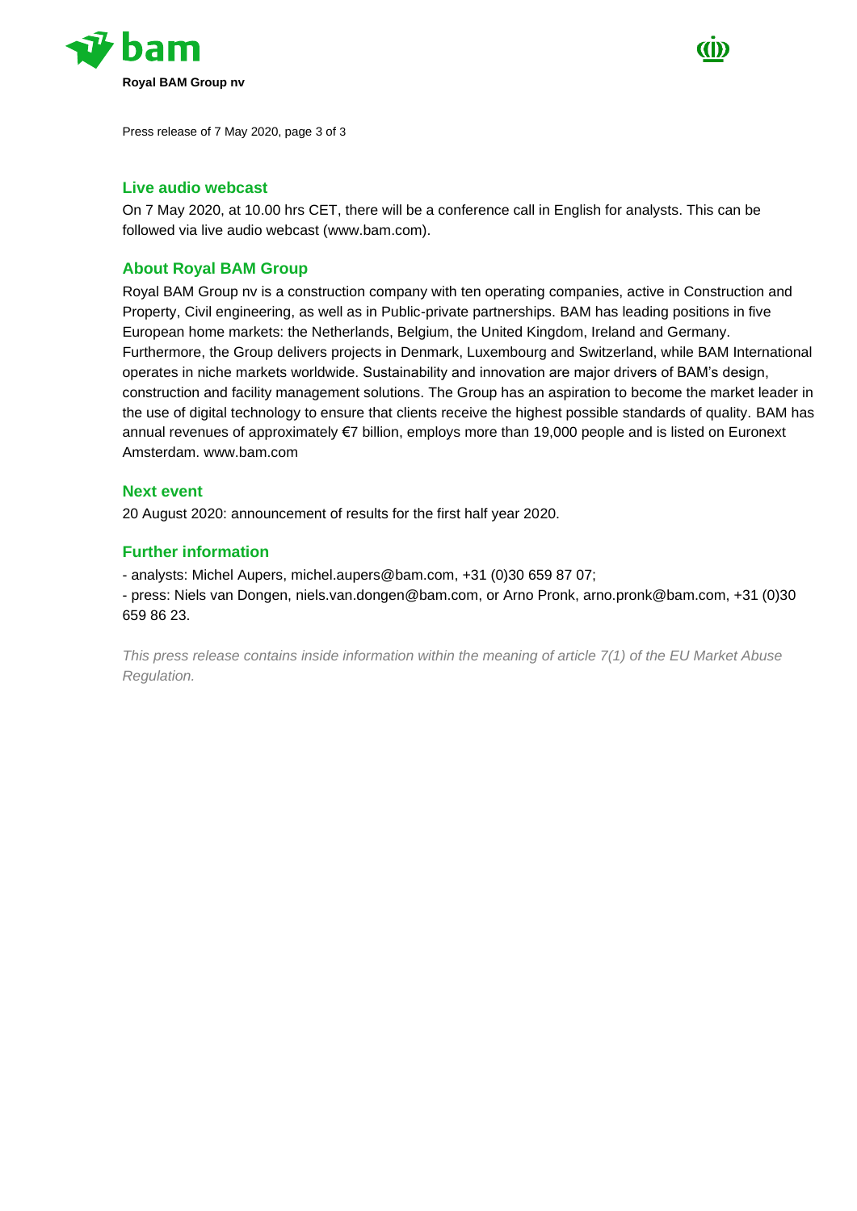## Live audio webcast

On 7 May 2020, at 10.00 hrs CET, there will be a conference call in English for analysts. This can be followed via live audio webcast (www.bam.com).

## About Royal BAM Group

Royal BAM Group nv is a construction company with ten operating companies, active in Construction and Property, Civil engineering, as well as in Public-private partnerships. BAM has leading positions in five European home markets: the Netherlands, Belgium, the United Kingdom, Ireland and Germany. Furthermore, the Group delivers projects in Denmark, Luxembourg and Switzerland, while BAM International operates in niche markets worldwide. Sustainability and innovation are major drivers of BAM's design, construction and facility management solutions. The Group has an aspiration to become the market leader in the use of digital technology to ensure that clients receive the highest possible standards of quality. BAM has annual revenues of approximately €7 billion, employs more than 19,000 people and is listed on Euronext Amsterdam. www.bam.com

## Next event

20 August 2020: announcement of results for the first half year 2020.

## Further information

- analysts: Michel Aupers, michel.aupers@bam.com, +31 (0)30 659 87 07;
- press: Niels van Dongen, niels.van.dongen@bam.com, or Arno Pronk, arno.pronk@bam.com, +31 (0)30 659 86 23.

*This press release contains inside information within the meaning of article 7(1) of the EU Market Abuse Regulation.*